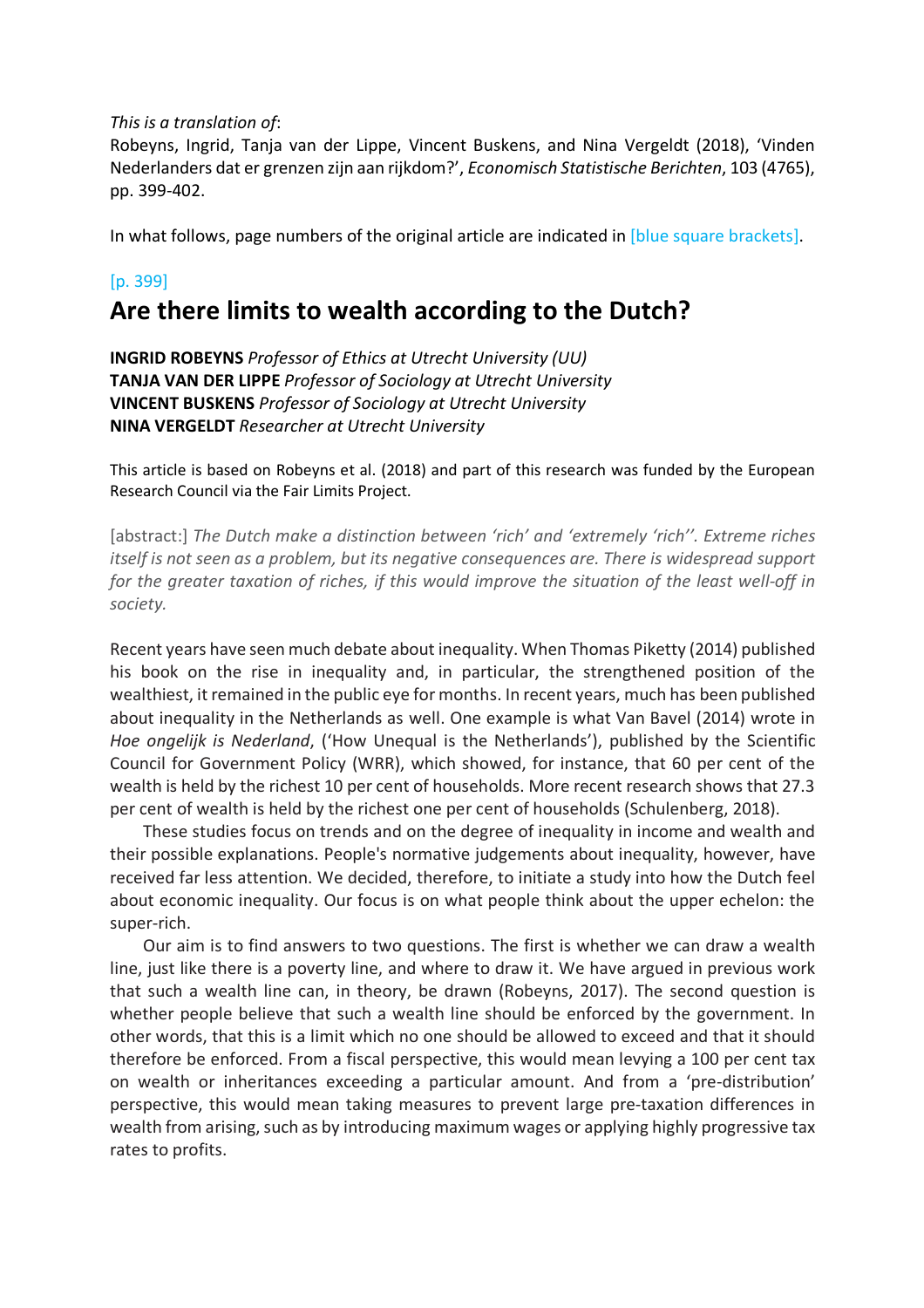*This is a translation of*:
Robeyns, Ingrid, Tanja van der Lippe, Vincent Buskens, and Nina Vergeldt (2018), 'Vinden Nederlanders dat er grenzen zijn aan rijkdom?', *Economisch Statistische Berichten*, 103 (4765), pp. 399-402.

In what follows, page numbers of the original article are indicated in [blue square brackets].

[p. 399]

# Are there limits to wealth according to the Dutch?

**INGRID ROBEYNS** *Professor of Ethics at Utrecht University (UU)*
**TANJA VAN DER LIPPE** *Professor of Sociology at Utrecht University*
**VINCENT BUSKENS** *Professor of Sociology at Utrecht University*
**NINA VERGELDT** *Researcher at Utrecht University*

This article is based on Robeyns et al. (2018) and part of this research was funded by the European Research Council via the Fair Limits Project.

[abstract:] *The Dutch make a distinction between 'rich' and 'extremely 'rich''. Extreme riches itself is not seen as a problem, but its negative consequences are. There is widespread support for the greater taxation of riches, if this would improve the situation of the least well-off in society.*

Recent years have seen much debate about inequality. When Thomas Piketty (2014) published his book on the rise in inequality and, in particular, the strengthened position of the wealthiest, it remained in the public eye for months. In recent years, much has been published about inequality in the Netherlands as well. One example is what Van Bavel (2014) wrote in *Hoe ongelijk is Nederland*, ('How Unequal is the Netherlands'), published by the Scientific Council for Government Policy (WRR), which showed, for instance, that 60 per cent of the wealth is held by the richest 10 per cent of households. More recent research shows that 27.3 per cent of wealth is held by the richest one per cent of households (Schulenberg, 2018).

These studies focus on trends and on the degree of inequality in income and wealth and their possible explanations. People's normative judgements about inequality, however, have received far less attention. We decided, therefore, to initiate a study into how the Dutch feel about economic inequality. Our focus is on what people think about the upper echelon: the super-rich.

Our aim is to find answers to two questions. The first is whether we can draw a wealth line, just like there is a poverty line, and where to draw it. We have argued in previous work that such a wealth line can, in theory, be drawn (Robeyns, 2017). The second question is whether people believe that such a wealth line should be enforced by the government. In other words, that this is a limit which no one should be allowed to exceed and that it should therefore be enforced. From a fiscal perspective, this would mean levying a 100 per cent tax on wealth or inheritances exceeding a particular amount. And from a 'pre-distribution' perspective, this would mean taking measures to prevent large pre-taxation differences in wealth from arising, such as by introducing maximum wages or applying highly progressive tax rates to profits.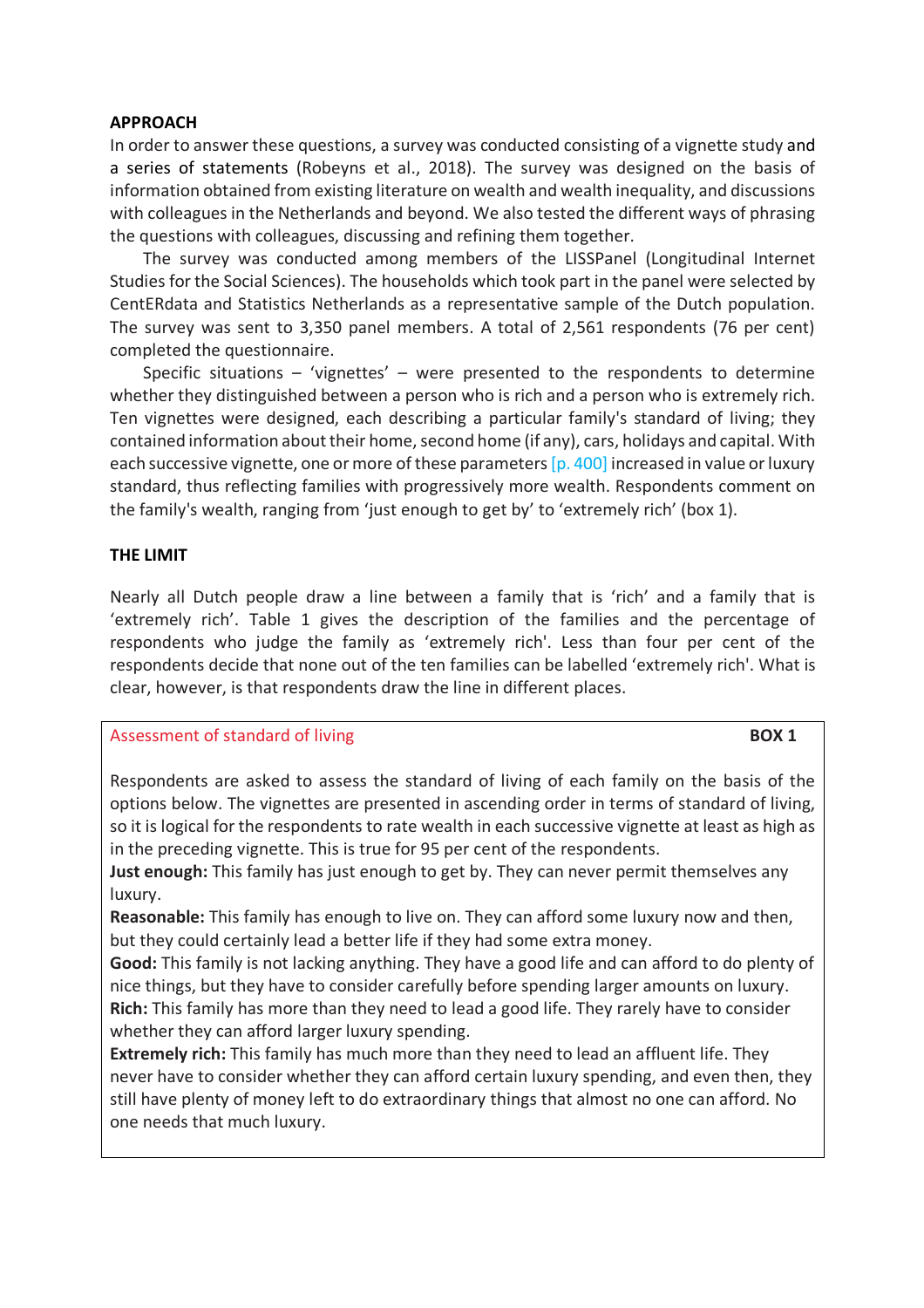## APPROACH

In order to answer these questions, a survey was conducted consisting of a vignette study and a series of statements (Robeyns et al., 2018). The survey was designed on the basis of information obtained from existing literature on wealth and wealth inequality, and discussions with colleagues in the Netherlands and beyond. We also tested the different ways of phrasing the questions with colleagues, discussing and refining them together.

The survey was conducted among members of the LISSPanel (Longitudinal Internet Studies for the Social Sciences). The households which took part in the panel were selected by CentERdata and Statistics Netherlands as a representative sample of the Dutch population. The survey was sent to 3,350 panel members. A total of 2,561 respondents (76 per cent) completed the questionnaire.

Specific situations – 'vignettes' – were presented to the respondents to determine whether they distinguished between a person who is rich and a person who is extremely rich. Ten vignettes were designed, each describing a particular family's standard of living; they contained information about their home, second home (if any), cars, holidays and capital. With each successive vignette, one or more of these parameters [p. 400] increased in value or luxury standard, thus reflecting families with progressively more wealth. Respondents comment on the family's wealth, ranging from 'just enough to get by' to 'extremely rich' (box 1).

## THE LIMIT

Nearly all Dutch people draw a line between a family that is 'rich' and a family that is 'extremely rich'. Table 1 gives the description of the families and the percentage of respondents who judge the family as 'extremely rich'. Less than four per cent of the respondents decide that none out of the ten families can be labelled 'extremely rich'. What is clear, however, is that respondents draw the line in different places.

### Assessment of standard of living — BOX 1

Respondents are asked to assess the standard of living of each family on the basis of the options below. The vignettes are presented in ascending order in terms of standard of living, so it is logical for the respondents to rate wealth in each successive vignette at least as high as in the preceding vignette. This is true for 95 per cent of the respondents.

**Just enough:** This family has just enough to get by. They can never permit themselves any luxury.

**Reasonable:** This family has enough to live on. They can afford some luxury now and then, but they could certainly lead a better life if they had some extra money.

**Good:** This family is not lacking anything. They have a good life and can afford to do plenty of nice things, but they have to consider carefully before spending larger amounts on luxury.

**Rich:** This family has more than they need to lead a good life. They rarely have to consider whether they can afford larger luxury spending.

**Extremely rich:** This family has much more than they need to lead an affluent life. They never have to consider whether they can afford certain luxury spending, and even then, they still have plenty of money left to do extraordinary things that almost no one can afford. No one needs that much luxury.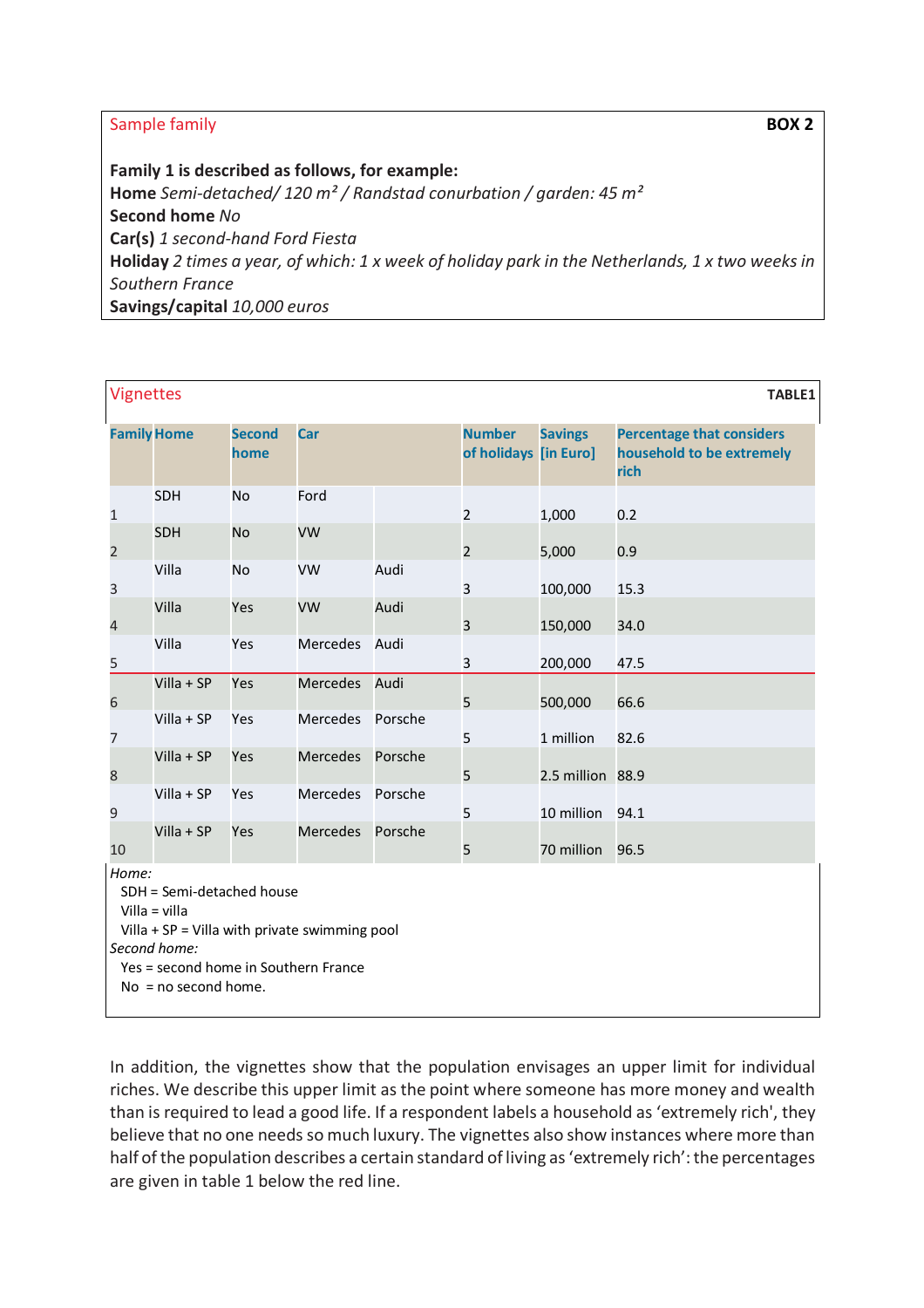**Sample family** **BOX 2**

**Family 1 is described as follows, for example:**
**Home** *Semi-detached/ 120 m² / Randstad conurbation / garden: 45 m²*
**Second home** *No*
**Car(s)** *1 second-hand Ford Fiesta*
**Holiday** *2 times a year, of which: 1 x week of holiday park in the Netherlands, 1 x two weeks in Southern France*
**Savings/capital** *10,000 euros*

**Vignettes** **TABLE1**

| Family | Home | Second home | Car | | Number of holidays | Savings [in Euro] | Percentage that considers household to be extremely rich |
|---|---|---|---|---|---|---|---|
| 1 | SDH | No | Ford | | 2 | 1,000 | 0.2 |
| 2 | SDH | No | VW | | 2 | 5,000 | 0.9 |
| 3 | Villa | No | VW | Audi | 3 | 100,000 | 15.3 |
| 4 | Villa | Yes | VW | Audi | 3 | 150,000 | 34.0 |
| 5 | Villa | Yes | Mercedes | Audi | 3 | 200,000 | 47.5 |
| 6 | Villa + SP | Yes | Mercedes | Audi | 5 | 500,000 | 66.6 |
| 7 | Villa + SP | Yes | Mercedes | Porsche | 5 | 1 million | 82.6 |
| 8 | Villa + SP | Yes | Mercedes | Porsche | 5 | 2.5 million | 88.9 |
| 9 | Villa + SP | Yes | Mercedes | Porsche | 5 | 10 million | 94.1 |
| 10 | Villa + SP | Yes | Mercedes | Porsche | 5 | 70 million | 96.5 |

*Home:*
SDH = Semi-detached house
Villa = villa
Villa + SP = Villa with private swimming pool
*Second home:*
Yes = second home in Southern France
No = no second home.

In addition, the vignettes show that the population envisages an upper limit for individual riches. We describe this upper limit as the point where someone has more money and wealth than is required to lead a good life. If a respondent labels a household as 'extremely rich', they believe that no one needs so much luxury. The vignettes also show instances where more than half of the population describes a certain standard of living as 'extremely rich': the percentages are given in table 1 below the red line.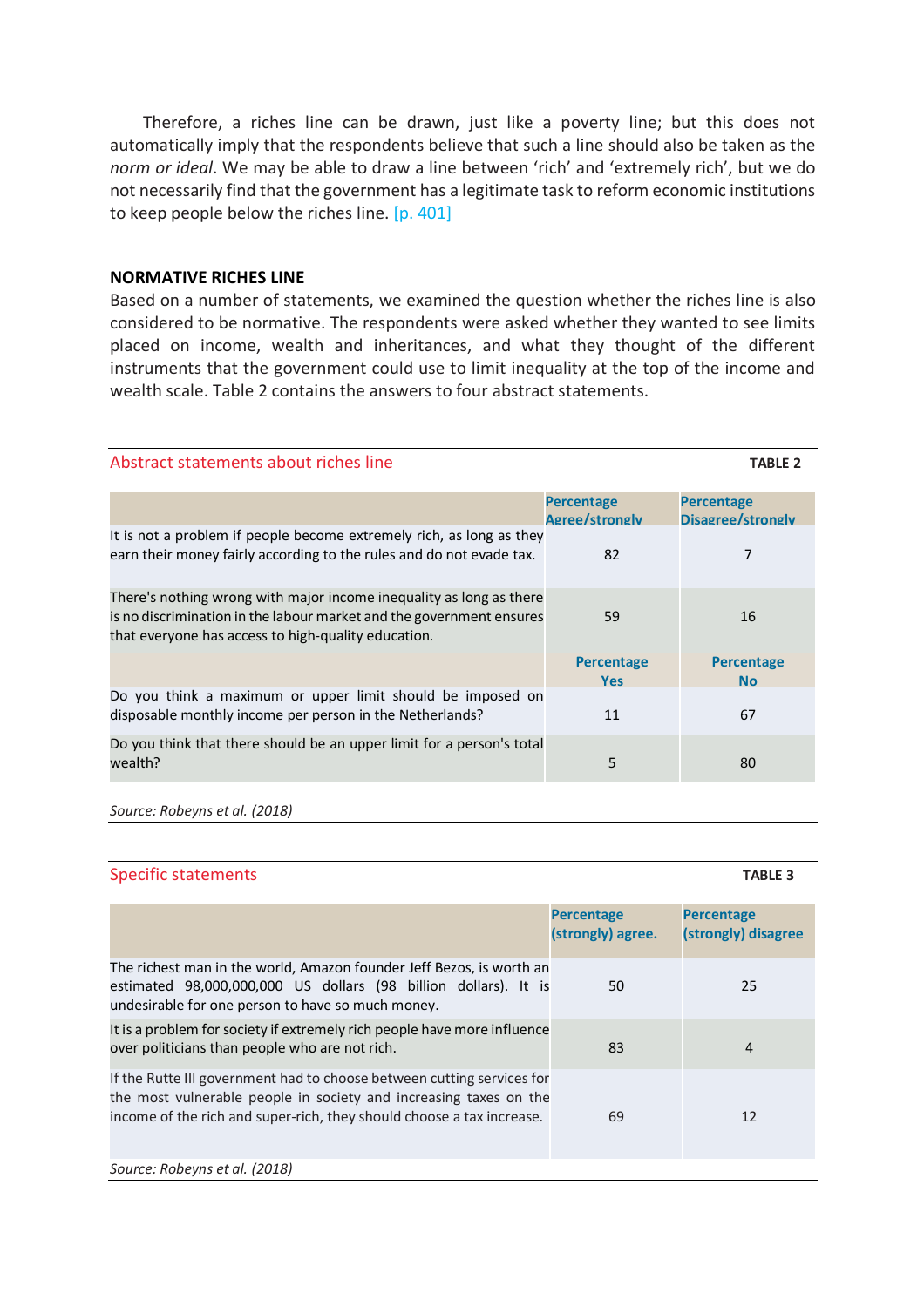Therefore, a riches line can be drawn, just like a poverty line; but this does not automatically imply that the respondents believe that such a line should also be taken as the *norm or ideal*. We may be able to draw a line between 'rich' and 'extremely rich', but we do not necessarily find that the government has a legitimate task to reform economic institutions to keep people below the riches line. [p. 401]

**NORMATIVE RICHES LINE**

Based on a number of statements, we examined the question whether the riches line is also considered to be normative. The respondents were asked whether they wanted to see limits placed on income, wealth and inheritances, and what they thought of the different instruments that the government could use to limit inequality at the top of the income and wealth scale. Table 2 contains the answers to four abstract statements.

Abstract statements about riches line **TABLE 2**

| | Percentage Agree/strongly | Percentage Disagree/strongly |
|---|---|---|
| It is not a problem if people become extremely rich, as long as they earn their money fairly according to the rules and do not evade tax. | 82 | 7 |
| There's nothing wrong with major income inequality as long as there is no discrimination in the labour market and the government ensures that everyone has access to high-quality education. | 59 | 16 |
| | **Percentage Yes** | **Percentage No** |
| Do you think a maximum or upper limit should be imposed on disposable monthly income per person in the Netherlands? | 11 | 67 |
| Do you think that there should be an upper limit for a person's total wealth? | 5 | 80 |

*Source: Robeyns et al. (2018)*

Specific statements **TABLE 3**

| | Percentage (strongly) agree. | Percentage (strongly) disagree |
|---|---|---|
| The richest man in the world, Amazon founder Jeff Bezos, is worth an estimated 98,000,000,000 US dollars (98 billion dollars). It is undesirable for one person to have so much money. | 50 | 25 |
| It is a problem for society if extremely rich people have more influence over politicians than people who are not rich. | 83 | 4 |
| If the Rutte III government had to choose between cutting services for the most vulnerable people in society and increasing taxes on the income of the rich and super-rich, they should choose a tax increase. | 69 | 12 |

*Source: Robeyns et al. (2018)*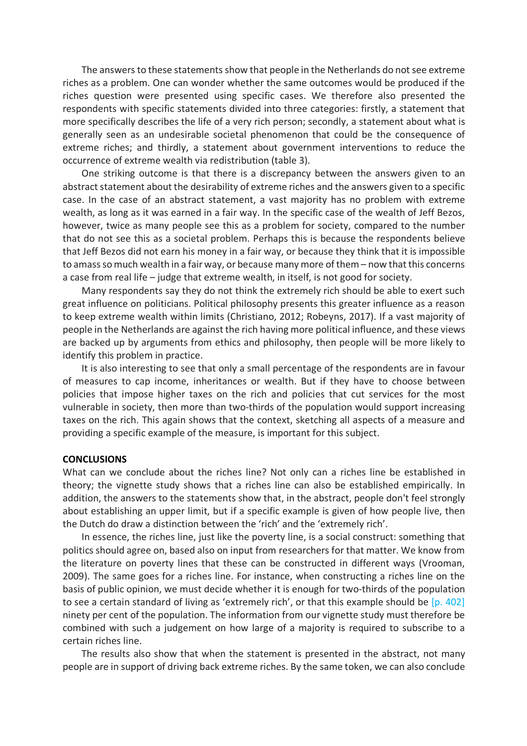The answers to these statements show that people in the Netherlands do not see extreme riches as a problem. One can wonder whether the same outcomes would be produced if the riches question were presented using specific cases. We therefore also presented the respondents with specific statements divided into three categories: firstly, a statement that more specifically describes the life of a very rich person; secondly, a statement about what is generally seen as an undesirable societal phenomenon that could be the consequence of extreme riches; and thirdly, a statement about government interventions to reduce the occurrence of extreme wealth via redistribution (table 3).

One striking outcome is that there is a discrepancy between the answers given to an abstract statement about the desirability of extreme riches and the answers given to a specific case. In the case of an abstract statement, a vast majority has no problem with extreme wealth, as long as it was earned in a fair way. In the specific case of the wealth of Jeff Bezos, however, twice as many people see this as a problem for society, compared to the number that do not see this as a societal problem. Perhaps this is because the respondents believe that Jeff Bezos did not earn his money in a fair way, or because they think that it is impossible to amass so much wealth in a fair way, or because many more of them – now that this concerns a case from real life – judge that extreme wealth, in itself, is not good for society.

Many respondents say they do not think the extremely rich should be able to exert such great influence on politicians. Political philosophy presents this greater influence as a reason to keep extreme wealth within limits (Christiano, 2012; Robeyns, 2017). If a vast majority of people in the Netherlands are against the rich having more political influence, and these views are backed up by arguments from ethics and philosophy, then people will be more likely to identify this problem in practice.

It is also interesting to see that only a small percentage of the respondents are in favour of measures to cap income, inheritances or wealth. But if they have to choose between policies that impose higher taxes on the rich and policies that cut services for the most vulnerable in society, then more than two-thirds of the population would support increasing taxes on the rich. This again shows that the context, sketching all aspects of a measure and providing a specific example of the measure, is important for this subject.

## CONCLUSIONS

What can we conclude about the riches line? Not only can a riches line be established in theory; the vignette study shows that a riches line can also be established empirically. In addition, the answers to the statements show that, in the abstract, people don't feel strongly about establishing an upper limit, but if a specific example is given of how people live, then the Dutch do draw a distinction between the 'rich' and the 'extremely rich'.

In essence, the riches line, just like the poverty line, is a social construct: something that politics should agree on, based also on input from researchers for that matter. We know from the literature on poverty lines that these can be constructed in different ways (Vrooman, 2009). The same goes for a riches line. For instance, when constructing a riches line on the basis of public opinion, we must decide whether it is enough for two-thirds of the population to see a certain standard of living as 'extremely rich', or that this example should be [p. 402] ninety per cent of the population. The information from our vignette study must therefore be combined with such a judgement on how large of a majority is required to subscribe to a certain riches line.

The results also show that when the statement is presented in the abstract, not many people are in support of driving back extreme riches. By the same token, we can also conclude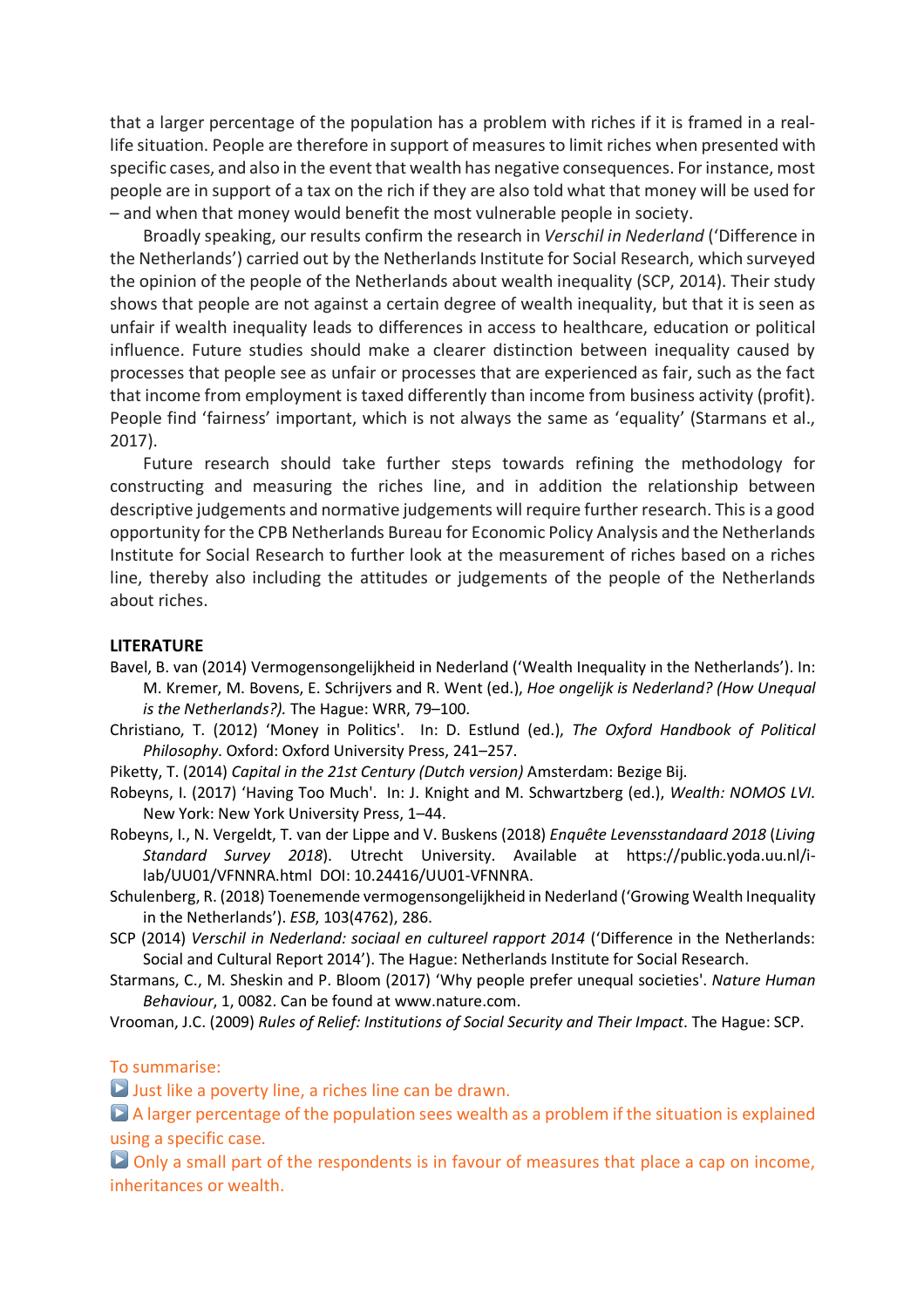that a larger percentage of the population has a problem with riches if it is framed in a real-life situation. People are therefore in support of measures to limit riches when presented with specific cases, and also in the event that wealth has negative consequences. For instance, most people are in support of a tax on the rich if they are also told what that money will be used for – and when that money would benefit the most vulnerable people in society.

Broadly speaking, our results confirm the research in *Verschil in Nederland* ('Difference in the Netherlands') carried out by the Netherlands Institute for Social Research, which surveyed the opinion of the people of the Netherlands about wealth inequality (SCP, 2014). Their study shows that people are not against a certain degree of wealth inequality, but that it is seen as unfair if wealth inequality leads to differences in access to healthcare, education or political influence. Future studies should make a clearer distinction between inequality caused by processes that people see as unfair or processes that are experienced as fair, such as the fact that income from employment is taxed differently than income from business activity (profit). People find 'fairness' important, which is not always the same as 'equality' (Starmans et al., 2017).

Future research should take further steps towards refining the methodology for constructing and measuring the riches line, and in addition the relationship between descriptive judgements and normative judgements will require further research. This is a good opportunity for the CPB Netherlands Bureau for Economic Policy Analysis and the Netherlands Institute for Social Research to further look at the measurement of riches based on a riches line, thereby also including the attitudes or judgements of the people of the Netherlands about riches.

**LITERATURE**

Bavel, B. van (2014) Vermogensongelijkheid in Nederland ('Wealth Inequality in the Netherlands'). In: M. Kremer, M. Bovens, E. Schrijvers and R. Went (ed.), *Hoe ongelijk is Nederland? (How Unequal is the Netherlands?).* The Hague: WRR, 79–100.

Christiano, T. (2012) 'Money in Politics'. In: D. Estlund (ed.), *The Oxford Handbook of Political Philosophy*. Oxford: Oxford University Press, 241–257.

Piketty, T. (2014) *Capital in the 21st Century (Dutch version)* Amsterdam: Bezige Bij.

Robeyns, I. (2017) 'Having Too Much'. In: J. Knight and M. Schwartzberg (ed.), *Wealth: NOMOS LVI.* New York: New York University Press, 1–44.

Robeyns, I., N. Vergeldt, T. van der Lippe and V. Buskens (2018) *Enquête Levensstandaard 2018* (*Living Standard Survey 2018*). Utrecht University. Available at https://public.yoda.uu.nl/i-lab/UU01/VFNNRA.html DOI: 10.24416/UU01-VFNNRA.

Schulenberg, R. (2018) Toenemende vermogensongelijkheid in Nederland ('Growing Wealth Inequality in the Netherlands'). *ESB*, 103(4762), 286.

SCP (2014) *Verschil in Nederland: sociaal en cultureel rapport 2014* ('Difference in the Netherlands: Social and Cultural Report 2014'). The Hague: Netherlands Institute for Social Research.

Starmans, C., M. Sheskin and P. Bloom (2017) 'Why people prefer unequal societies'. *Nature Human Behaviour*, 1, 0082. Can be found at www.nature.com.

Vrooman, J.C. (2009) *Rules of Relief: Institutions of Social Security and Their Impact*. The Hague: SCP.

To summarise:

- Just like a poverty line, a riches line can be drawn.
- A larger percentage of the population sees wealth as a problem if the situation is explained using a specific case.
- Only a small part of the respondents is in favour of measures that place a cap on income, inheritances or wealth.